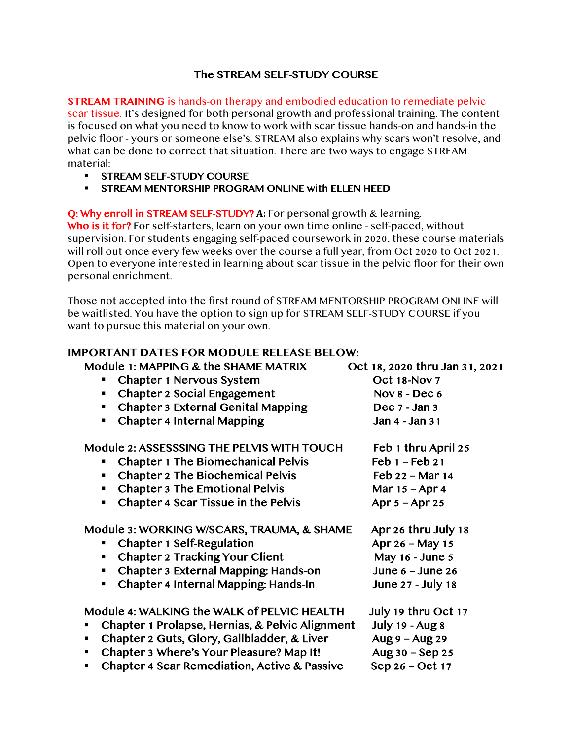# The STREAM SELF-STUDY COURSE

**STREAM TRAINING** is hands-on therapy and embodied education to remediate pelvic scar tissue. It's designed for both personal growth and professional training. The content is focused on what you need to know to work with scar tissue hands-on and hands-in the pelvic floor - yours or someone else's. STREAM also explains why scars won't resolve, and what can be done to correct that situation. There are two ways to engage STREAM material:

- **STREAM SELF-STUDY COURSE**
- **STREAM MENTORSHIP PROGRAM ONLINE with ELLEN HEED**

**Q: Why enroll in STREAM SELF-STUDY? A:** For personal growth & learning.
**Who is it for?** For self-starters, learn on your own time online - self-paced, without supervision. For students engaging self-paced coursework in 2020, these course materials will roll out once every few weeks over the course a full year, from Oct 2020 to Oct 2021. Open to everyone interested in learning about scar tissue in the pelvic floor for their own personal enrichment.

Those not accepted into the first round of STREAM MENTORSHIP PROGRAM ONLINE will be waitlisted. You have the option to sign up for STREAM SELF-STUDY COURSE if you want to pursue this material on your own.

## IMPORTANT DATES FOR MODULE RELEASE BELOW:

| | |
|---|---|
| **Module 1: MAPPING & the SHAME MATRIX** | **Oct 18, 2020 thru Jan 31, 2021** |
| ▪ Chapter 1 Nervous System | Oct 18-Nov 7 |
| ▪ Chapter 2 Social Engagement | Nov 8 - Dec 6 |
| ▪ Chapter 3 External Genital Mapping | Dec 7 - Jan 3 |
| ▪ Chapter 4 Internal Mapping | Jan 4 - Jan 31 |
| **Module 2: ASSESSSING THE PELVIS WITH TOUCH** | **Feb 1 thru April 25** |
| ▪ Chapter 1 The Biomechanical Pelvis | Feb 1 – Feb 21 |
| ▪ Chapter 2 The Biochemical Pelvis | Feb 22 – Mar 14 |
| ▪ Chapter 3 The Emotional Pelvis | Mar 15 – Apr 4 |
| ▪ Chapter 4 Scar Tissue in the Pelvis | Apr 5 – Apr 25 |
| **Module 3: WORKING W/SCARS, TRAUMA, & SHAME** | **Apr 26 thru July 18** |
| ▪ Chapter 1 Self-Regulation | Apr 26 – May 15 |
| ▪ Chapter 2 Tracking Your Client | May 16 - June 5 |
| ▪ Chapter 3 External Mapping: Hands-on | June 6 – June 26 |
| ▪ Chapter 4 Internal Mapping: Hands-In | June 27 - July 18 |
| **Module 4: WALKING the WALK of PELVIC HEALTH** | **July 19 thru Oct 17** |
| ▪ Chapter 1 Prolapse, Hernias, & Pelvic Alignment | July 19 - Aug 8 |
| ▪ Chapter 2 Guts, Glory, Gallbladder, & Liver | Aug 9 – Aug 29 |
| ▪ Chapter 3 Where's Your Pleasure? Map It! | Aug 30 – Sep 25 |
| ▪ Chapter 4 Scar Remediation, Active & Passive | Sep 26 – Oct 17 |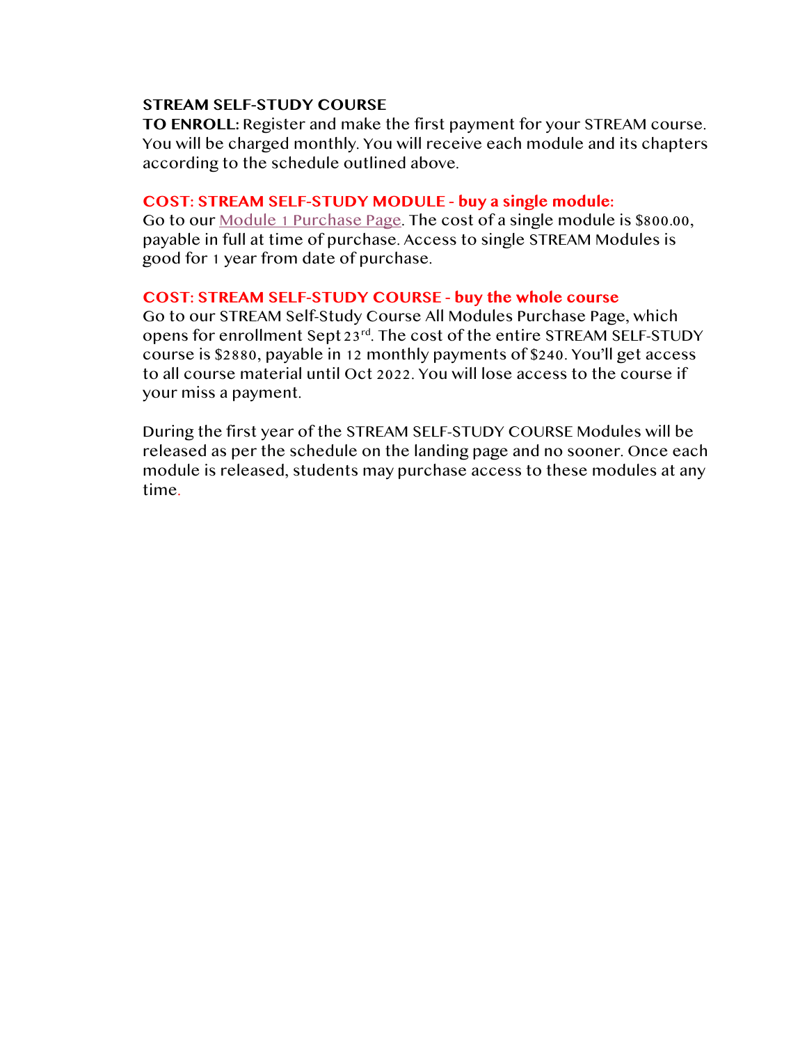**STREAM SELF-STUDY COURSE**

**TO ENROLL:** Register and make the first payment for your STREAM course. You will be charged monthly. You will receive each module and its chapters according to the schedule outlined above.

**COST: STREAM SELF-STUDY MODULE - buy a single module:**

Go to our Module 1 Purchase Page. The cost of a single module is $800.00, payable in full at time of purchase. Access to single STREAM Modules is good for 1 year from date of purchase.

**COST: STREAM SELF-STUDY COURSE - buy the whole course**

Go to our STREAM Self-Study Course All Modules Purchase Page, which opens for enrollment Sept 23rd. The cost of the entire STREAM SELF-STUDY course is $2880, payable in 12 monthly payments of $240. You'll get access to all course material until Oct 2022. You will lose access to the course if your miss a payment.

During the first year of the STREAM SELF-STUDY COURSE Modules will be released as per the schedule on the landing page and no sooner. Once each module is released, students may purchase access to these modules at any time.